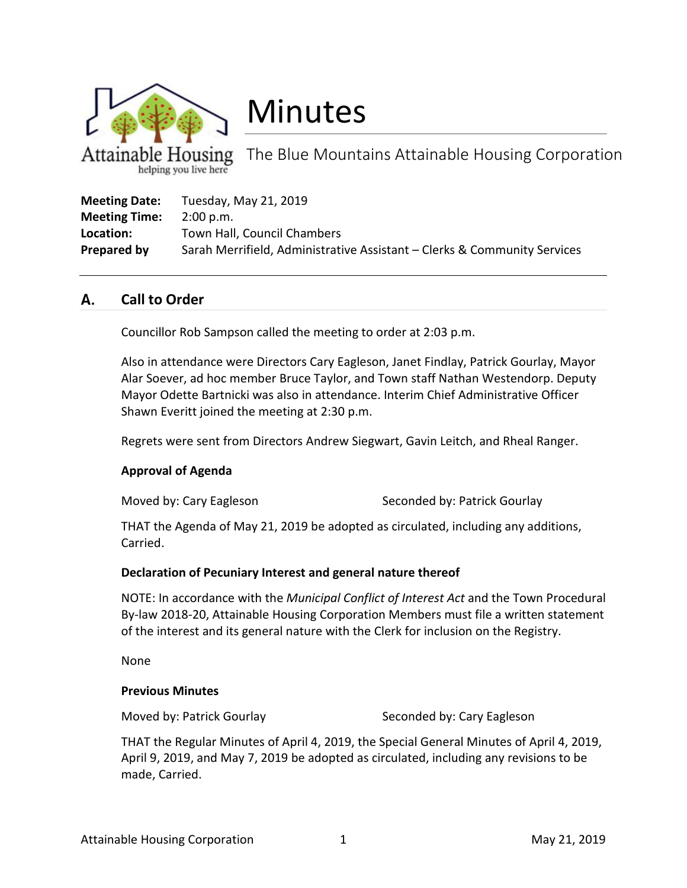Attainable Housing
helping you live here

# Minutes

The Blue Mountains Attainable Housing Corporation

**Meeting Date:** Tuesday, May 21, 2019
**Meeting Time:** 2:00 p.m.
**Location:** Town Hall, Council Chambers
**Prepared by** Sarah Merrifield, Administrative Assistant – Clerks & Community Services

## A. Call to Order

Councillor Rob Sampson called the meeting to order at 2:03 p.m.

Also in attendance were Directors Cary Eagleson, Janet Findlay, Patrick Gourlay, Mayor Alar Soever, ad hoc member Bruce Taylor, and Town staff Nathan Westendorp. Deputy Mayor Odette Bartnicki was also in attendance. Interim Chief Administrative Officer Shawn Everitt joined the meeting at 2:30 p.m.

Regrets were sent from Directors Andrew Siegwart, Gavin Leitch, and Rheal Ranger.

**Approval of Agenda**

Moved by: Cary Eagleson Seconded by: Patrick Gourlay

THAT the Agenda of May 21, 2019 be adopted as circulated, including any additions, Carried.

**Declaration of Pecuniary Interest and general nature thereof**

NOTE: In accordance with the *Municipal Conflict of Interest Act* and the Town Procedural By-law 2018-20, Attainable Housing Corporation Members must file a written statement of the interest and its general nature with the Clerk for inclusion on the Registry.

None

**Previous Minutes**

Moved by: Patrick Gourlay Seconded by: Cary Eagleson

THAT the Regular Minutes of April 4, 2019, the Special General Minutes of April 4, 2019, April 9, 2019, and May 7, 2019 be adopted as circulated, including any revisions to be made, Carried.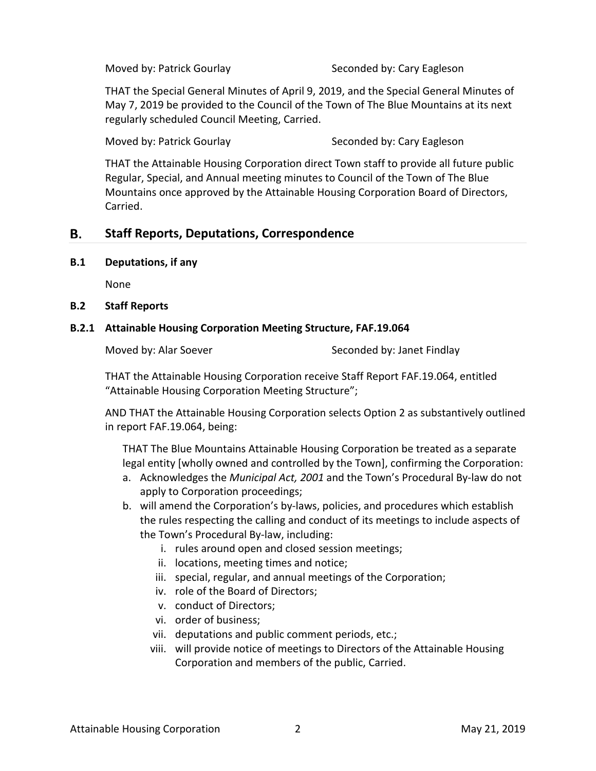Moved by: Patrick Gourlay Seconded by: Cary Eagleson

THAT the Special General Minutes of April 9, 2019, and the Special General Minutes of May 7, 2019 be provided to the Council of the Town of The Blue Mountains at its next regularly scheduled Council Meeting, Carried.

Moved by: Patrick Gourlay Seconded by: Cary Eagleson

THAT the Attainable Housing Corporation direct Town staff to provide all future public Regular, Special, and Annual meeting minutes to Council of the Town of The Blue Mountains once approved by the Attainable Housing Corporation Board of Directors, Carried.

## B. Staff Reports, Deputations, Correspondence

### B.1 Deputations, if any

None

### B.2 Staff Reports

#### B.2.1 Attainable Housing Corporation Meeting Structure, FAF.19.064

Moved by: Alar Soever Seconded by: Janet Findlay

THAT the Attainable Housing Corporation receive Staff Report FAF.19.064, entitled "Attainable Housing Corporation Meeting Structure";

AND THAT the Attainable Housing Corporation selects Option 2 as substantively outlined in report FAF.19.064, being:

THAT The Blue Mountains Attainable Housing Corporation be treated as a separate legal entity [wholly owned and controlled by the Town], confirming the Corporation:

a. Acknowledges the *Municipal Act, 2001* and the Town's Procedural By-law do not apply to Corporation proceedings;
b. will amend the Corporation's by-laws, policies, and procedures which establish the rules respecting the calling and conduct of its meetings to include aspects of the Town's Procedural By-law, including:
    i. rules around open and closed session meetings;
    ii. locations, meeting times and notice;
    iii. special, regular, and annual meetings of the Corporation;
    iv. role of the Board of Directors;
    v. conduct of Directors;
    vi. order of business;
    vii. deputations and public comment periods, etc.;
    viii. will provide notice of meetings to Directors of the Attainable Housing Corporation and members of the public, Carried.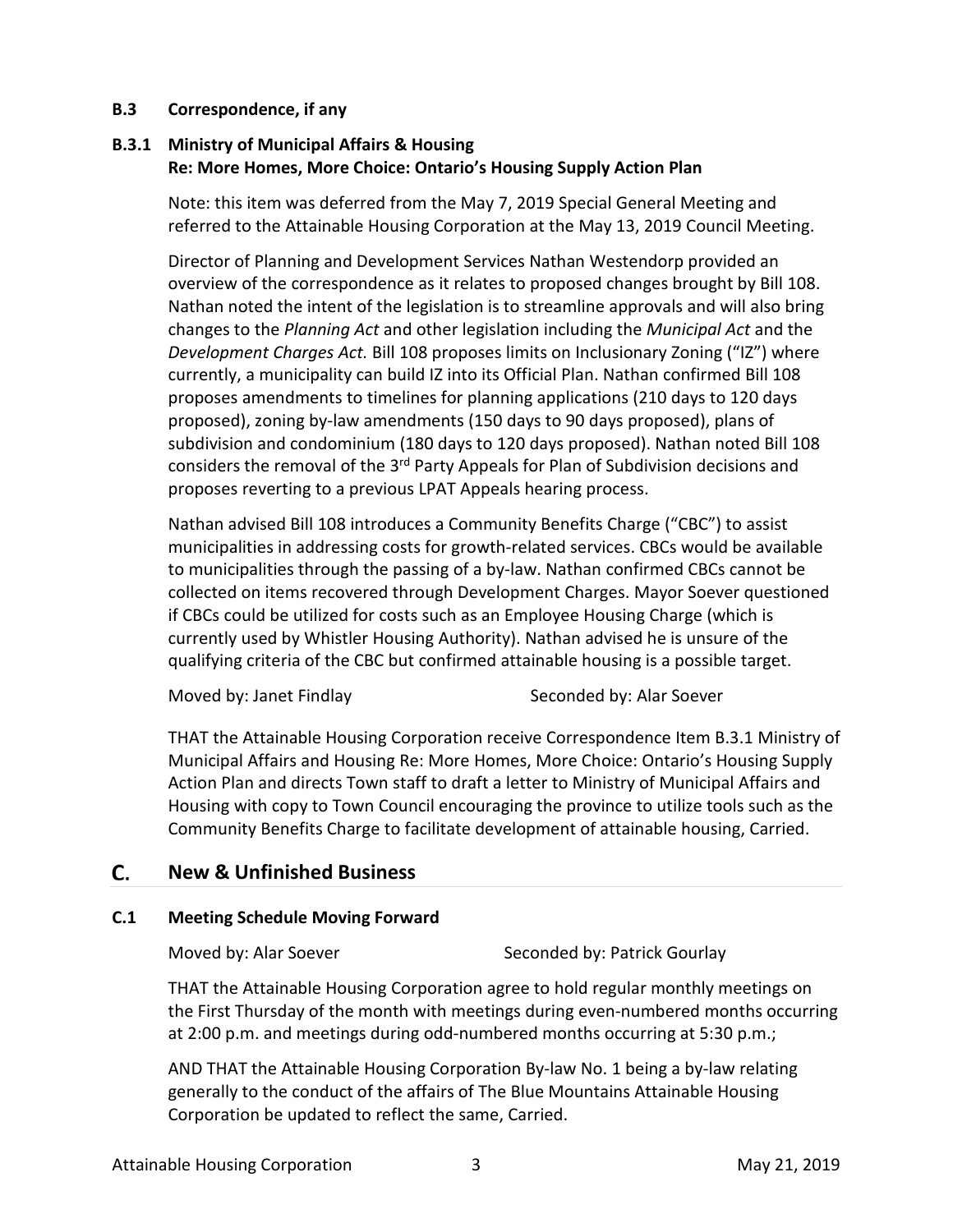### B.3 Correspondence, if any

#### B.3.1 Ministry of Municipal Affairs & Housing
**Re: More Homes, More Choice: Ontario's Housing Supply Action Plan**

Note: this item was deferred from the May 7, 2019 Special General Meeting and referred to the Attainable Housing Corporation at the May 13, 2019 Council Meeting.

Director of Planning and Development Services Nathan Westendorp provided an overview of the correspondence as it relates to proposed changes brought by Bill 108. Nathan noted the intent of the legislation is to streamline approvals and will also bring changes to the *Planning Act* and other legislation including the *Municipal Act* and the *Development Charges Act.* Bill 108 proposes limits on Inclusionary Zoning ("IZ") where currently, a municipality can build IZ into its Official Plan. Nathan confirmed Bill 108 proposes amendments to timelines for planning applications (210 days to 120 days proposed), zoning by-law amendments (150 days to 90 days proposed), plans of subdivision and condominium (180 days to 120 days proposed). Nathan noted Bill 108 considers the removal of the 3rd Party Appeals for Plan of Subdivision decisions and proposes reverting to a previous LPAT Appeals hearing process.

Nathan advised Bill 108 introduces a Community Benefits Charge ("CBC") to assist municipalities in addressing costs for growth-related services. CBCs would be available to municipalities through the passing of a by-law. Nathan confirmed CBCs cannot be collected on items recovered through Development Charges. Mayor Soever questioned if CBCs could be utilized for costs such as an Employee Housing Charge (which is currently used by Whistler Housing Authority). Nathan advised he is unsure of the qualifying criteria of the CBC but confirmed attainable housing is a possible target.

Moved by: Janet Findlay Seconded by: Alar Soever

THAT the Attainable Housing Corporation receive Correspondence Item B.3.1 Ministry of Municipal Affairs and Housing Re: More Homes, More Choice: Ontario's Housing Supply Action Plan and directs Town staff to draft a letter to Ministry of Municipal Affairs and Housing with copy to Town Council encouraging the province to utilize tools such as the Community Benefits Charge to facilitate development of attainable housing, Carried.

## C. New & Unfinished Business

### C.1 Meeting Schedule Moving Forward

Moved by: Alar Soever Seconded by: Patrick Gourlay

THAT the Attainable Housing Corporation agree to hold regular monthly meetings on the First Thursday of the month with meetings during even-numbered months occurring at 2:00 p.m. and meetings during odd-numbered months occurring at 5:30 p.m.;

AND THAT the Attainable Housing Corporation By-law No. 1 being a by-law relating generally to the conduct of the affairs of The Blue Mountains Attainable Housing Corporation be updated to reflect the same, Carried.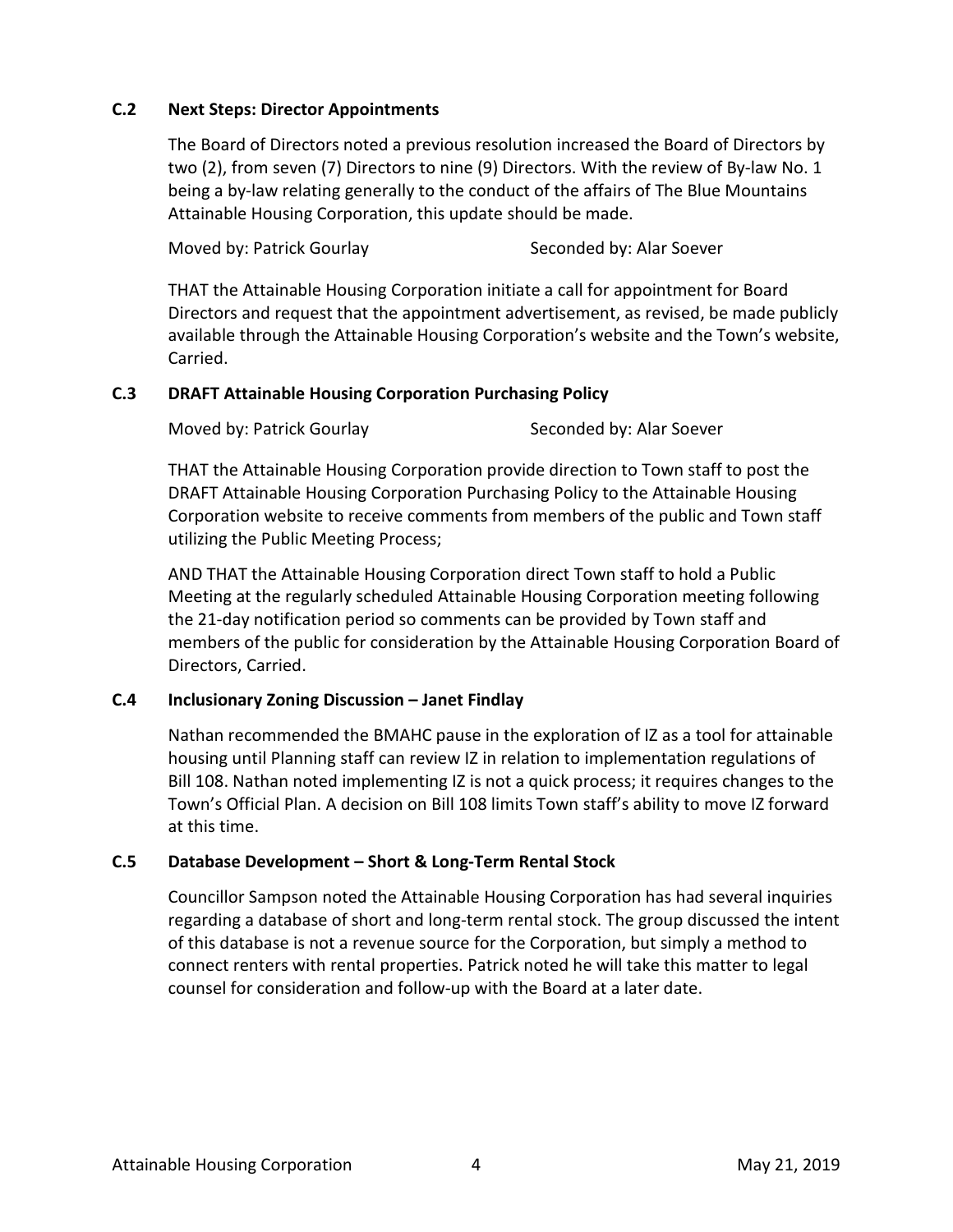### C.2 Next Steps: Director Appointments

The Board of Directors noted a previous resolution increased the Board of Directors by two (2), from seven (7) Directors to nine (9) Directors. With the review of By-law No. 1 being a by-law relating generally to the conduct of the affairs of The Blue Mountains Attainable Housing Corporation, this update should be made.

Moved by: Patrick Gourlay Seconded by: Alar Soever

THAT the Attainable Housing Corporation initiate a call for appointment for Board Directors and request that the appointment advertisement, as revised, be made publicly available through the Attainable Housing Corporation's website and the Town's website, Carried.

### C.3 DRAFT Attainable Housing Corporation Purchasing Policy

Moved by: Patrick Gourlay Seconded by: Alar Soever

THAT the Attainable Housing Corporation provide direction to Town staff to post the DRAFT Attainable Housing Corporation Purchasing Policy to the Attainable Housing Corporation website to receive comments from members of the public and Town staff utilizing the Public Meeting Process;

AND THAT the Attainable Housing Corporation direct Town staff to hold a Public Meeting at the regularly scheduled Attainable Housing Corporation meeting following the 21-day notification period so comments can be provided by Town staff and members of the public for consideration by the Attainable Housing Corporation Board of Directors, Carried.

### C.4 Inclusionary Zoning Discussion – Janet Findlay

Nathan recommended the BMAHC pause in the exploration of IZ as a tool for attainable housing until Planning staff can review IZ in relation to implementation regulations of Bill 108. Nathan noted implementing IZ is not a quick process; it requires changes to the Town's Official Plan. A decision on Bill 108 limits Town staff's ability to move IZ forward at this time.

### C.5 Database Development – Short & Long-Term Rental Stock

Councillor Sampson noted the Attainable Housing Corporation has had several inquiries regarding a database of short and long-term rental stock. The group discussed the intent of this database is not a revenue source for the Corporation, but simply a method to connect renters with rental properties. Patrick noted he will take this matter to legal counsel for consideration and follow-up with the Board at a later date.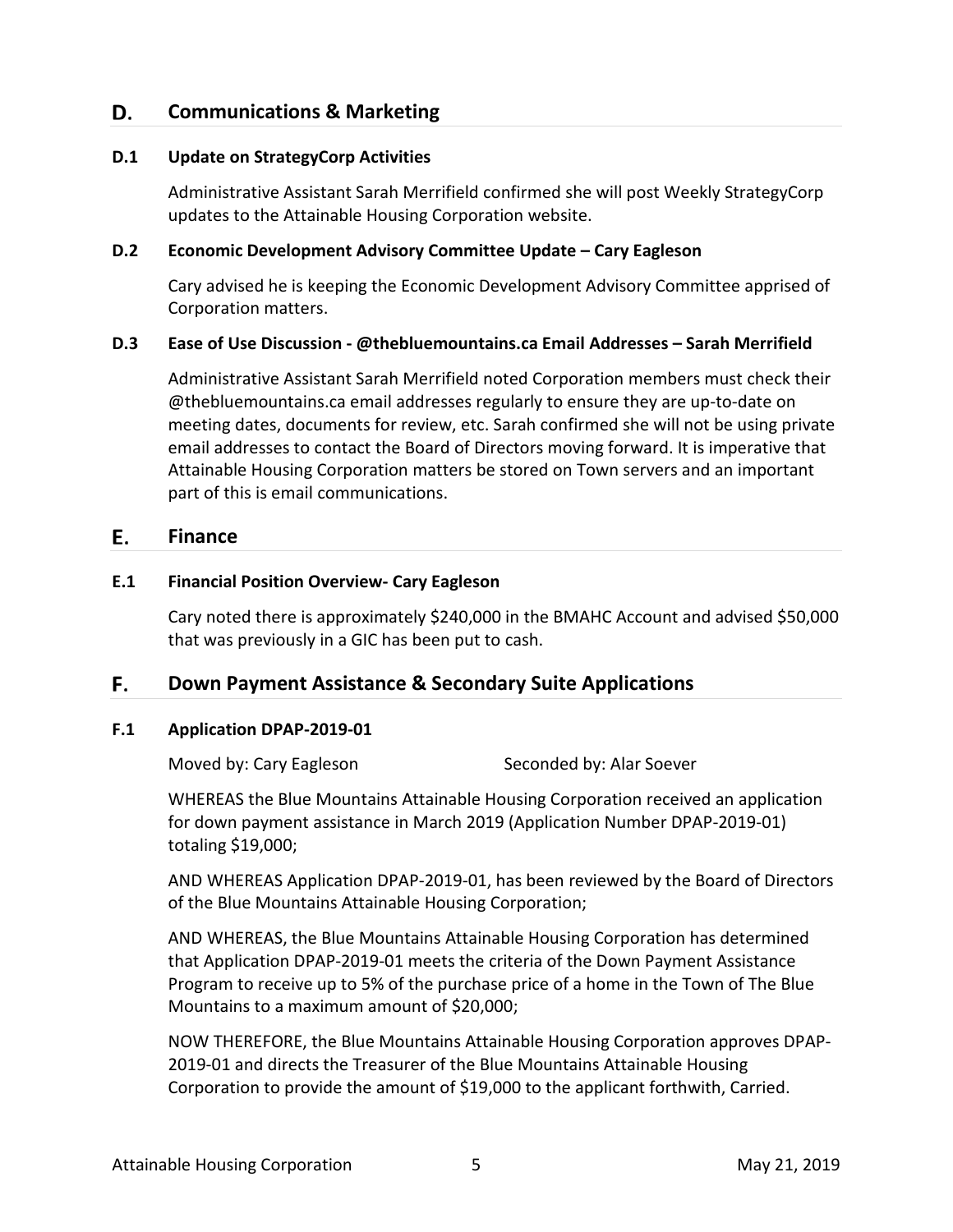## D. Communications & Marketing

### D.1 Update on StrategyCorp Activities

Administrative Assistant Sarah Merrifield confirmed she will post Weekly StrategyCorp updates to the Attainable Housing Corporation website.

### D.2 Economic Development Advisory Committee Update – Cary Eagleson

Cary advised he is keeping the Economic Development Advisory Committee apprised of Corporation matters.

### D.3 Ease of Use Discussion - @thebluemountains.ca Email Addresses – Sarah Merrifield

Administrative Assistant Sarah Merrifield noted Corporation members must check their @thebluemountains.ca email addresses regularly to ensure they are up-to-date on meeting dates, documents for review, etc. Sarah confirmed she will not be using private email addresses to contact the Board of Directors moving forward. It is imperative that Attainable Housing Corporation matters be stored on Town servers and an important part of this is email communications.

## E. Finance

### E.1 Financial Position Overview- Cary Eagleson

Cary noted there is approximately $240,000 in the BMAHC Account and advised $50,000 that was previously in a GIC has been put to cash.

## F. Down Payment Assistance & Secondary Suite Applications

### F.1 Application DPAP-2019-01

Moved by: Cary Eagleson Seconded by: Alar Soever

WHEREAS the Blue Mountains Attainable Housing Corporation received an application for down payment assistance in March 2019 (Application Number DPAP-2019-01) totaling $19,000;

AND WHEREAS Application DPAP-2019-01, has been reviewed by the Board of Directors of the Blue Mountains Attainable Housing Corporation;

AND WHEREAS, the Blue Mountains Attainable Housing Corporation has determined that Application DPAP-2019-01 meets the criteria of the Down Payment Assistance Program to receive up to 5% of the purchase price of a home in the Town of The Blue Mountains to a maximum amount of $20,000;

NOW THEREFORE, the Blue Mountains Attainable Housing Corporation approves DPAP-2019-01 and directs the Treasurer of the Blue Mountains Attainable Housing Corporation to provide the amount of $19,000 to the applicant forthwith, Carried.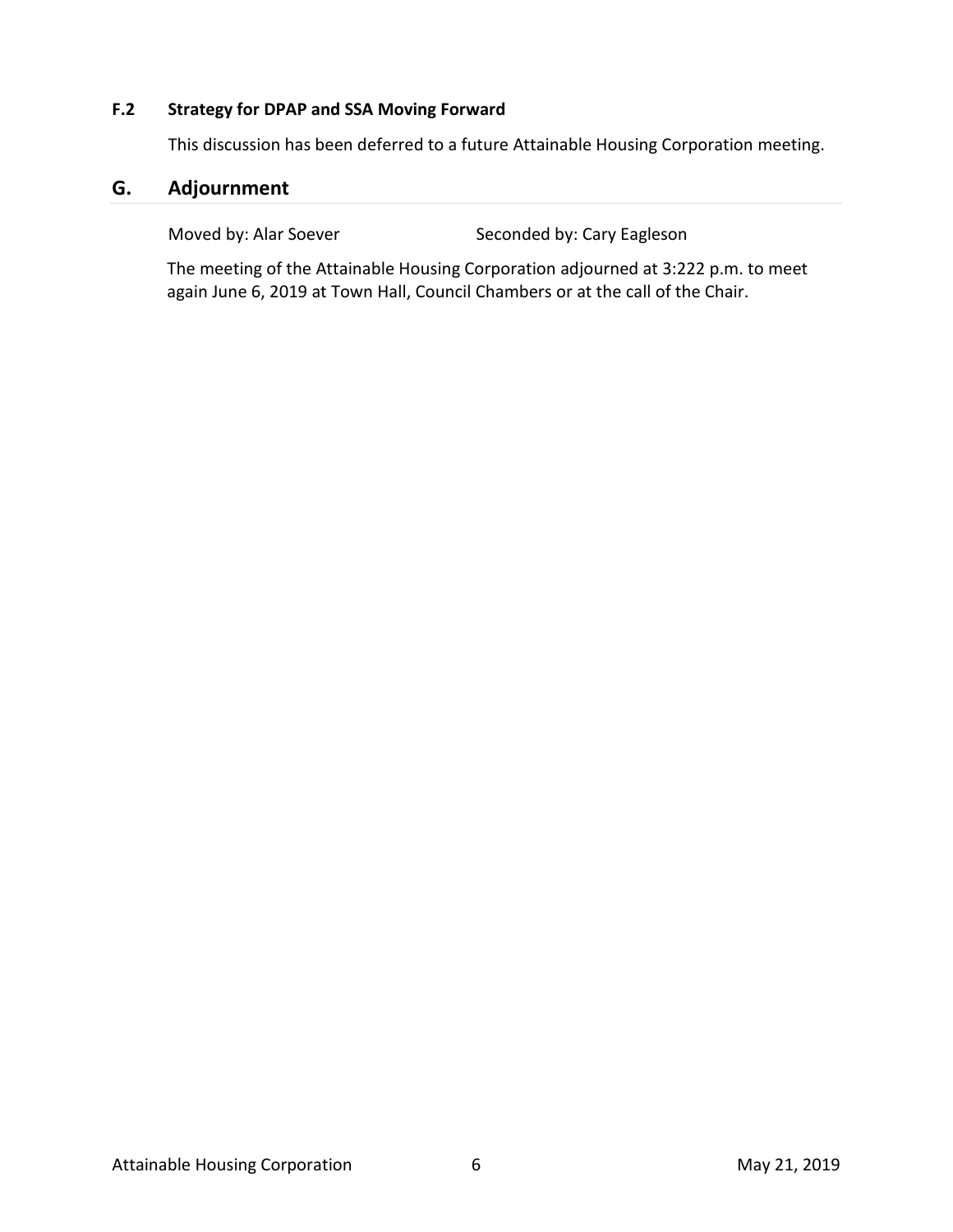### F.2 Strategy for DPAP and SSA Moving Forward

This discussion has been deferred to a future Attainable Housing Corporation meeting.

## G. Adjournment

Moved by: Alar Soever  Seconded by: Cary Eagleson

The meeting of the Attainable Housing Corporation adjourned at 3:222 p.m. to meet again June 6, 2019 at Town Hall, Council Chambers or at the call of the Chair.